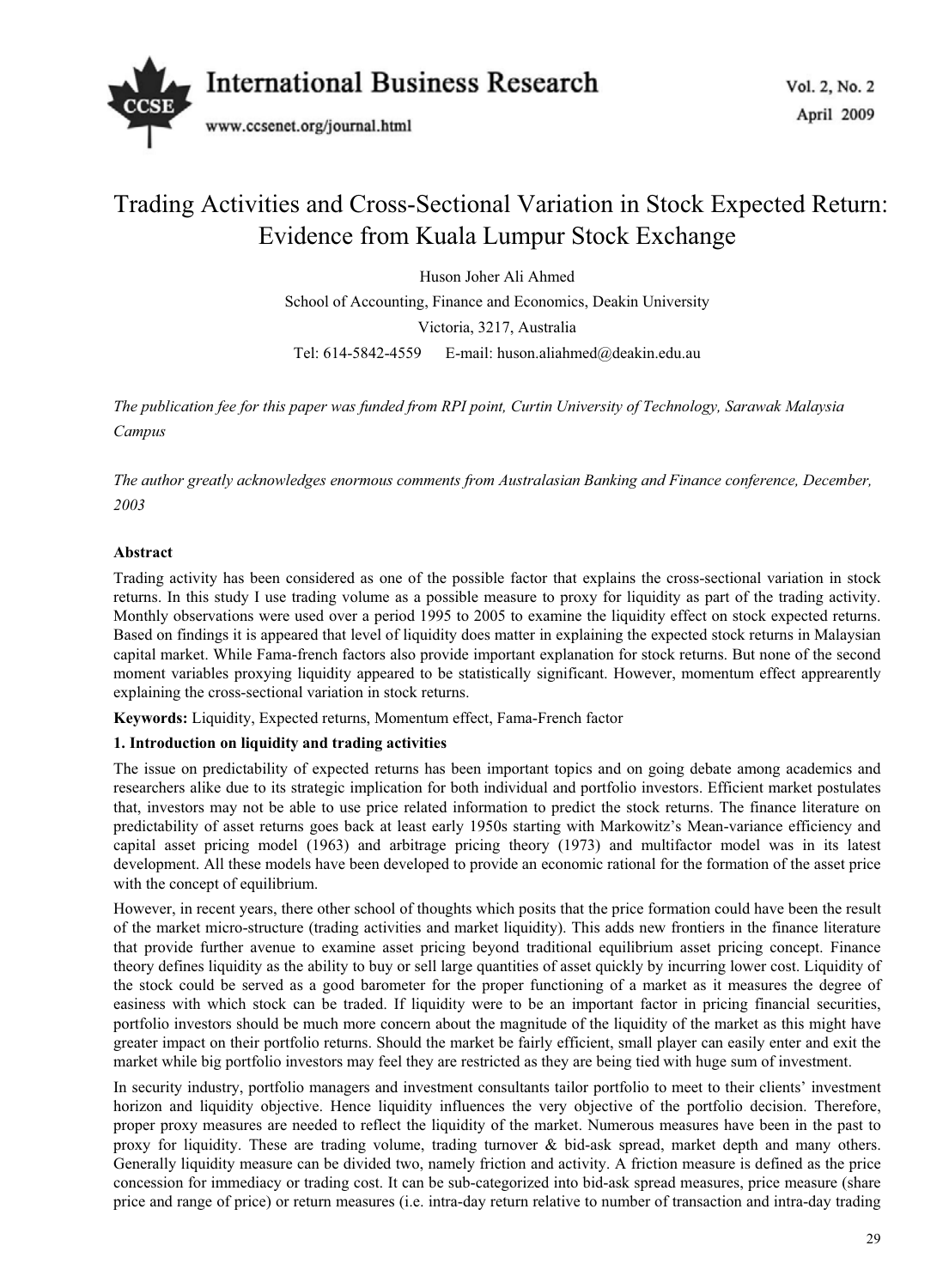# Trading Activities and Cross-Sectional Variation in Stock Expected Return: Evidence from Kuala Lumpur Stock Exchange

Huson Joher Ali Ahmed

School of Accounting, Finance and Economics, Deakin University

Victoria, 3217, Australia

Tel: 614-5842-4559 E-mail: huson.aliahmed@deakin.edu.au

*The publication fee for this paper was funded from RPI point, Curtin University of Technology, Sarawak Malaysia Campus*

*The author greatly acknowledges enormous comments from Australasian Banking and Finance conference, December, 2003*

**Abstract**

Trading activity has been considered as one of the possible factor that explains the cross-sectional variation in stock returns. In this study I use trading volume as a possible measure to proxy for liquidity as part of the trading activity. Monthly observations were used over a period 1995 to 2005 to examine the liquidity effect on stock expected returns. Based on findings it is appeared that level of liquidity does matter in explaining the expected stock returns in Malaysian capital market. While Fama-french factors also provide important explanation for stock returns. But none of the second moment variables proxying liquidity appeared to be statistically significant. However, momentum effect apprearently explaining the cross-sectional variation in stock returns.

**Keywords:** Liquidity, Expected returns, Momentum effect, Fama-French factor

**1. Introduction on liquidity and trading activities**

The issue on predictability of expected returns has been important topics and on going debate among academics and researchers alike due to its strategic implication for both individual and portfolio investors. Efficient market postulates that, investors may not be able to use price related information to predict the stock returns. The finance literature on predictability of asset returns goes back at least early 1950s starting with Markowitz's Mean-variance efficiency and capital asset pricing model (1963) and arbitrage pricing theory (1973) and multifactor model was in its latest development. All these models have been developed to provide an economic rational for the formation of the asset price with the concept of equilibrium.

However, in recent years, there other school of thoughts which posits that the price formation could have been the result of the market micro-structure (trading activities and market liquidity). This adds new frontiers in the finance literature that provide further avenue to examine asset pricing beyond traditional equilibrium asset pricing concept. Finance theory defines liquidity as the ability to buy or sell large quantities of asset quickly by incurring lower cost. Liquidity of the stock could be served as a good barometer for the proper functioning of a market as it measures the degree of easiness with which stock can be traded. If liquidity were to be an important factor in pricing financial securities, portfolio investors should be much more concern about the magnitude of the liquidity of the market as this might have greater impact on their portfolio returns. Should the market be fairly efficient, small player can easily enter and exit the market while big portfolio investors may feel they are restricted as they are being tied with huge sum of investment.

In security industry, portfolio managers and investment consultants tailor portfolio to meet to their clients' investment horizon and liquidity objective. Hence liquidity influences the very objective of the portfolio decision. Therefore, proper proxy measures are needed to reflect the liquidity of the market. Numerous measures have been in the past to proxy for liquidity. These are trading volume, trading turnover & bid-ask spread, market depth and many others. Generally liquidity measure can be divided two, namely friction and activity. A friction measure is defined as the price concession for immediacy or trading cost. It can be sub-categorized into bid-ask spread measures, price measure (share price and range of price) or return measures (i.e. intra-day return relative to number of transaction and intra-day trading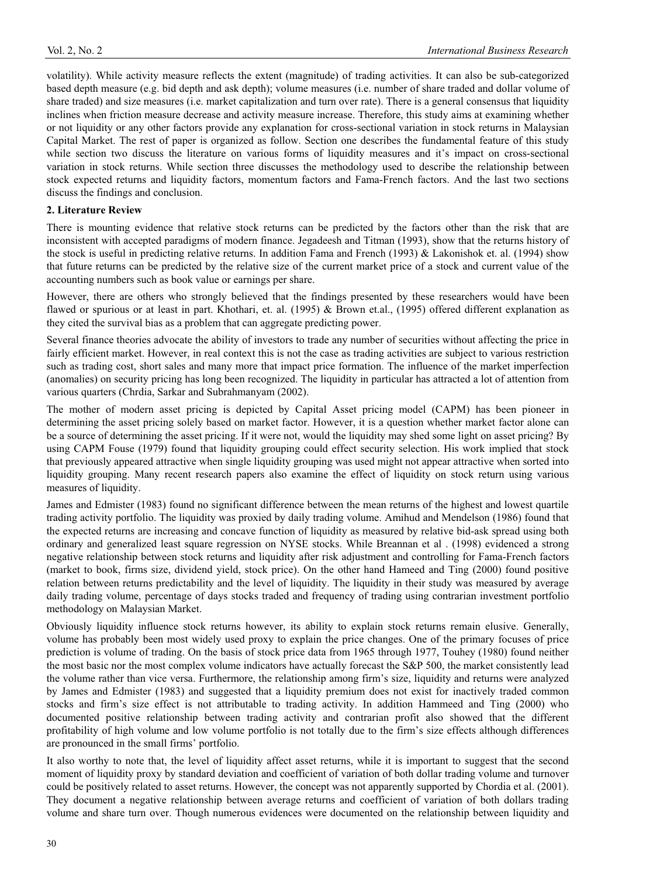volatility). While activity measure reflects the extent (magnitude) of trading activities. It can also be sub-categorized based depth measure (e.g. bid depth and ask depth); volume measures (i.e. number of share traded and dollar volume of share traded) and size measures (i.e. market capitalization and turn over rate). There is a general consensus that liquidity inclines when friction measure decrease and activity measure increase. Therefore, this study aims at examining whether or not liquidity or any other factors provide any explanation for cross-sectional variation in stock returns in Malaysian Capital Market. The rest of paper is organized as follow. Section one describes the fundamental feature of this study while section two discuss the literature on various forms of liquidity measures and it's impact on cross-sectional variation in stock returns. While section three discusses the methodology used to describe the relationship between stock expected returns and liquidity factors, momentum factors and Fama-French factors. And the last two sections discuss the findings and conclusion.

## 2. Literature Review

There is mounting evidence that relative stock returns can be predicted by the factors other than the risk that are inconsistent with accepted paradigms of modern finance. Jegadeesh and Titman (1993), show that the returns history of the stock is useful in predicting relative returns. In addition Fama and French (1993) & Lakonishok et. al. (1994) show that future returns can be predicted by the relative size of the current market price of a stock and current value of the accounting numbers such as book value or earnings per share.

However, there are others who strongly believed that the findings presented by these researchers would have been flawed or spurious or at least in part. Khothari, et. al. (1995) & Brown et.al., (1995) offered different explanation as they cited the survival bias as a problem that can aggregate predicting power.

Several finance theories advocate the ability of investors to trade any number of securities without affecting the price in fairly efficient market. However, in real context this is not the case as trading activities are subject to various restriction such as trading cost, short sales and many more that impact price formation. The influence of the market imperfection (anomalies) on security pricing has long been recognized. The liquidity in particular has attracted a lot of attention from various quarters (Chrdia, Sarkar and Subrahmanyam (2002).

The mother of modern asset pricing is depicted by Capital Asset pricing model (CAPM) has been pioneer in determining the asset pricing solely based on market factor. However, it is a question whether market factor alone can be a source of determining the asset pricing. If it were not, would the liquidity may shed some light on asset pricing? By using CAPM Fouse (1979) found that liquidity grouping could effect security selection. His work implied that stock that previously appeared attractive when single liquidity grouping was used might not appear attractive when sorted into liquidity grouping. Many recent research papers also examine the effect of liquidity on stock return using various measures of liquidity.

James and Edmister (1983) found no significant difference between the mean returns of the highest and lowest quartile trading activity portfolio. The liquidity was proxied by daily trading volume. Amihud and Mendelson (1986) found that the expected returns are increasing and concave function of liquidity as measured by relative bid-ask spread using both ordinary and generalized least square regression on NYSE stocks. While Breannan et al . (1998) evidenced a strong negative relationship between stock returns and liquidity after risk adjustment and controlling for Fama-French factors (market to book, firms size, dividend yield, stock price). On the other hand Hameed and Ting (2000) found positive relation between returns predictability and the level of liquidity. The liquidity in their study was measured by average daily trading volume, percentage of days stocks traded and frequency of trading using contrarian investment portfolio methodology on Malaysian Market.

Obviously liquidity influence stock returns however, its ability to explain stock returns remain elusive. Generally, volume has probably been most widely used proxy to explain the price changes. One of the primary focuses of price prediction is volume of trading. On the basis of stock price data from 1965 through 1977, Touhey (1980) found neither the most basic nor the most complex volume indicators have actually forecast the S&P 500, the market consistently lead the volume rather than vice versa. Furthermore, the relationship among firm's size, liquidity and returns were analyzed by James and Edmister (1983) and suggested that a liquidity premium does not exist for inactively traded common stocks and firm's size effect is not attributable to trading activity. In addition Hammeed and Ting (2000) who documented positive relationship between trading activity and contrarian profit also showed that the different profitability of high volume and low volume portfolio is not totally due to the firm's size effects although differences are pronounced in the small firms' portfolio.

It also worthy to note that, the level of liquidity affect asset returns, while it is important to suggest that the second moment of liquidity proxy by standard deviation and coefficient of variation of both dollar trading volume and turnover could be positively related to asset returns. However, the concept was not apparently supported by Chordia et al. (2001). They document a negative relationship between average returns and coefficient of variation of both dollars trading volume and share turn over. Though numerous evidences were documented on the relationship between liquidity and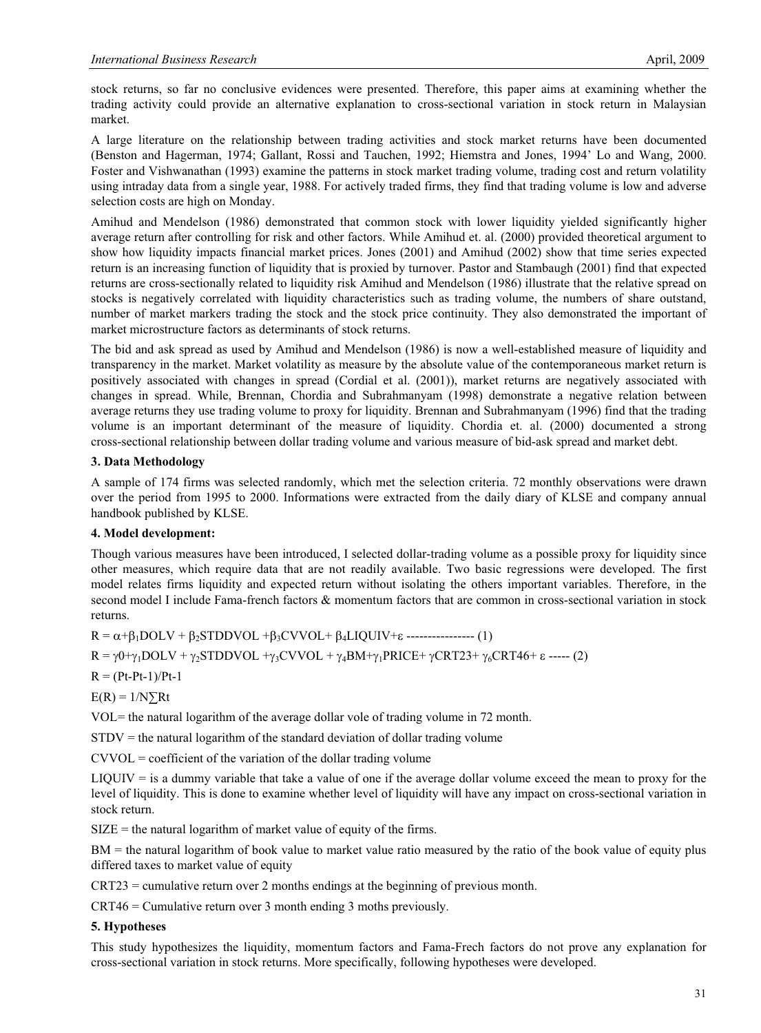stock returns, so far no conclusive evidences were presented. Therefore, this paper aims at examining whether the trading activity could provide an alternative explanation to cross-sectional variation in stock return in Malaysian market.

A large literature on the relationship between trading activities and stock market returns have been documented (Benston and Hagerman, 1974; Gallant, Rossi and Tauchen, 1992; Hiemstra and Jones, 1994' Lo and Wang, 2000. Foster and Vishwanathan (1993) examine the patterns in stock market trading volume, trading cost and return volatility using intraday data from a single year, 1988. For actively traded firms, they find that trading volume is low and adverse selection costs are high on Monday.

Amihud and Mendelson (1986) demonstrated that common stock with lower liquidity yielded significantly higher average return after controlling for risk and other factors. While Amihud et. al. (2000) provided theoretical argument to show how liquidity impacts financial market prices. Jones (2001) and Amihud (2002) show that time series expected return is an increasing function of liquidity that is proxied by turnover. Pastor and Stambaugh (2001) find that expected returns are cross-sectionally related to liquidity risk Amihud and Mendelson (1986) illustrate that the relative spread on stocks is negatively correlated with liquidity characteristics such as trading volume, the numbers of share outstand, number of market markers trading the stock and the stock price continuity. They also demonstrated the important of market microstructure factors as determinants of stock returns.

The bid and ask spread as used by Amihud and Mendelson (1986) is now a well-established measure of liquidity and transparency in the market. Market volatility as measure by the absolute value of the contemporaneous market return is positively associated with changes in spread (Cordial et al. (2001)), market returns are negatively associated with changes in spread. While, Brennan, Chordia and Subrahmanyam (1998) demonstrate a negative relation between average returns they use trading volume to proxy for liquidity. Brennan and Subrahmanyam (1996) find that the trading volume is an important determinant of the measure of liquidity. Chordia et. al. (2000) documented a strong cross-sectional relationship between dollar trading volume and various measure of bid-ask spread and market debt.

### 3. Data Methodology

A sample of 174 firms was selected randomly, which met the selection criteria. 72 monthly observations were drawn over the period from 1995 to 2000. Informations were extracted from the daily diary of KLSE and company annual handbook published by KLSE.

### 4. Model development:

Though various measures have been introduced, I selected dollar-trading volume as a possible proxy for liquidity since other measures, which require data that are not readily available. Two basic regressions were developed. The first model relates firms liquidity and expected return without isolating the others important variables. Therefore, in the second model I include Fama-french factors & momentum factors that are common in cross-sectional variation in stock returns.

$$R = \alpha+\beta_1 DOLV + \beta_2 STDDVOL + \beta_3 CVVOL + \beta_4 LIQUIV + \varepsilon \text{ ---------------- (1)}$$

$$R = \gamma 0+\gamma_1 DOLV + \gamma_2 STDDVOL + \gamma_3 CVVOL + \gamma_4 BM + \gamma_1 PRICE + \gamma CRT23 + \gamma_6 CRT46 + \varepsilon \text{ ----- (2)}$$

$$R = (Pt-Pt-1)/Pt-1$$

$$E(R) = 1/N\sum Rt$$

VOL= the natural logarithm of the average dollar vole of trading volume in 72 month.

STDV = the natural logarithm of the standard deviation of dollar trading volume

CVVOL = coefficient of the variation of the dollar trading volume

LIQUIV = is a dummy variable that take a value of one if the average dollar volume exceed the mean to proxy for the level of liquidity. This is done to examine whether level of liquidity will have any impact on cross-sectional variation in stock return.

SIZE = the natural logarithm of market value of equity of the firms.

BM = the natural logarithm of book value to market value ratio measured by the ratio of the book value of equity plus differed taxes to market value of equity

CRT23 = cumulative return over 2 months endings at the beginning of previous month.

CRT46 = Cumulative return over 3 month ending 3 moths previously.

### 5. Hypotheses

This study hypothesizes the liquidity, momentum factors and Fama-Frech factors do not prove any explanation for cross-sectional variation in stock returns. More specifically, following hypotheses were developed.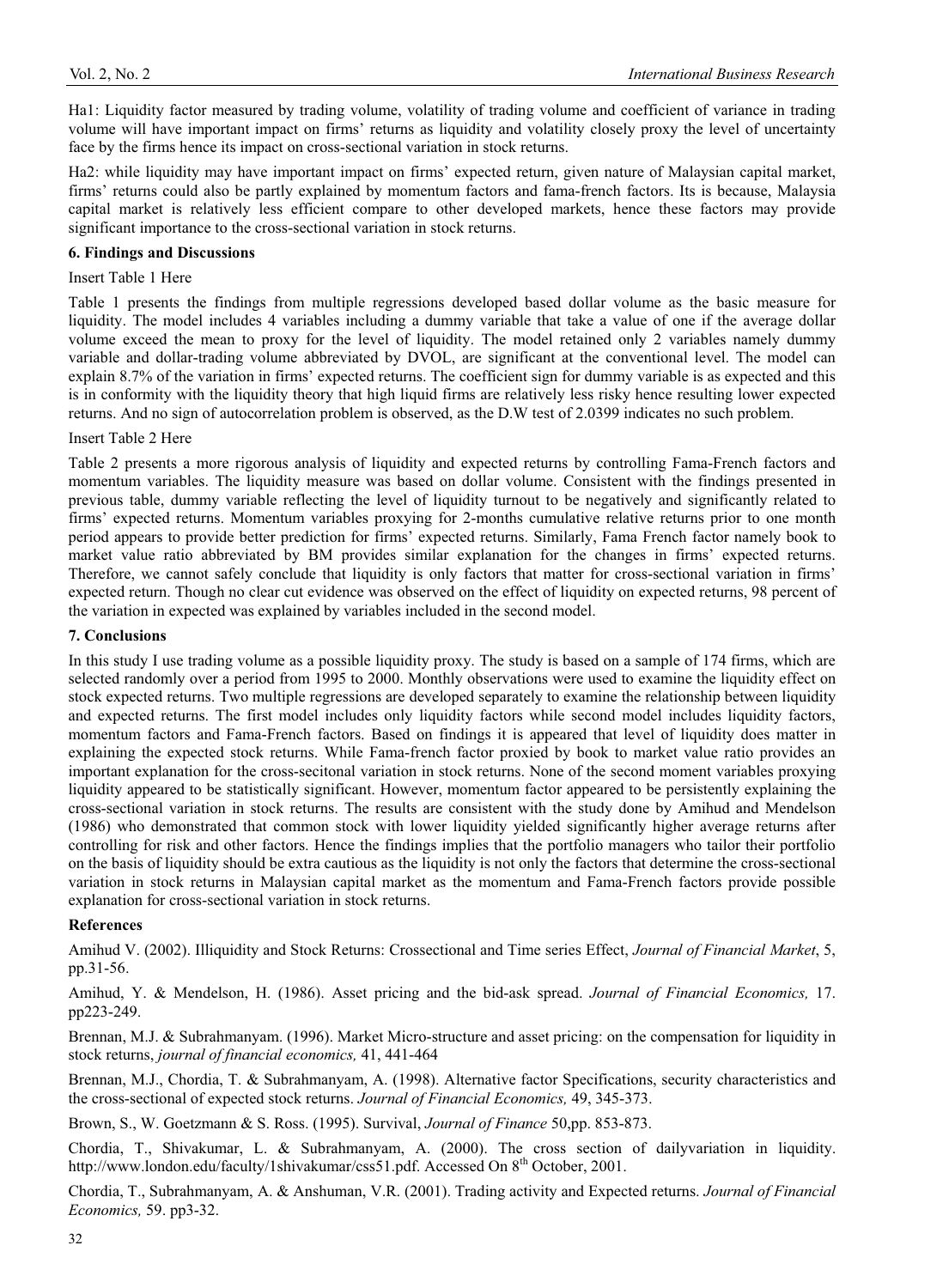Ha1: Liquidity factor measured by trading volume, volatility of trading volume and coefficient of variance in trading volume will have important impact on firms' returns as liquidity and volatility closely proxy the level of uncertainty face by the firms hence its impact on cross-sectional variation in stock returns.

Ha2: while liquidity may have important impact on firms' expected return, given nature of Malaysian capital market, firms' returns could also be partly explained by momentum factors and fama-french factors. Its is because, Malaysia capital market is relatively less efficient compare to other developed markets, hence these factors may provide significant importance to the cross-sectional variation in stock returns.

## 6. Findings and Discussions

Insert Table 1 Here

Table 1 presents the findings from multiple regressions developed based dollar volume as the basic measure for liquidity. The model includes 4 variables including a dummy variable that take a value of one if the average dollar volume exceed the mean to proxy for the level of liquidity. The model retained only 2 variables namely dummy variable and dollar-trading volume abbreviated by DVOL, are significant at the conventional level. The model can explain 8.7% of the variation in firms' expected returns. The coefficient sign for dummy variable is as expected and this is in conformity with the liquidity theory that high liquid firms are relatively less risky hence resulting lower expected returns. And no sign of autocorrelation problem is observed, as the D.W test of 2.0399 indicates no such problem.

Insert Table 2 Here

Table 2 presents a more rigorous analysis of liquidity and expected returns by controlling Fama-French factors and momentum variables. The liquidity measure was based on dollar volume. Consistent with the findings presented in previous table, dummy variable reflecting the level of liquidity turnout to be negatively and significantly related to firms' expected returns. Momentum variables proxying for 2-months cumulative relative returns prior to one month period appears to provide better prediction for firms' expected returns. Similarly, Fama French factor namely book to market value ratio abbreviated by BM provides similar explanation for the changes in firms' expected returns. Therefore, we cannot safely conclude that liquidity is only factors that matter for cross-sectional variation in firms' expected return. Though no clear cut evidence was observed on the effect of liquidity on expected returns, 98 percent of the variation in expected was explained by variables included in the second model.

## 7. Conclusions

In this study I use trading volume as a possible liquidity proxy. The study is based on a sample of 174 firms, which are selected randomly over a period from 1995 to 2000. Monthly observations were used to examine the liquidity effect on stock expected returns. Two multiple regressions are developed separately to examine the relationship between liquidity and expected returns. The first model includes only liquidity factors while second model includes liquidity factors, momentum factors and Fama-French factors. Based on findings it is appeared that level of liquidity does matter in explaining the expected stock returns. While Fama-french factor proxied by book to market value ratio provides an important explanation for the cross-secitonal variation in stock returns. None of the second moment variables proxying liquidity appeared to be statistically significant. However, momentum factor appeared to be persistently explaining the cross-sectional variation in stock returns. The results are consistent with the study done by Amihud and Mendelson (1986) who demonstrated that common stock with lower liquidity yielded significantly higher average returns after controlling for risk and other factors. Hence the findings implies that the portfolio managers who tailor their portfolio on the basis of liquidity should be extra cautious as the liquidity is not only the factors that determine the cross-sectional variation in stock returns in Malaysian capital market as the momentum and Fama-French factors provide possible explanation for cross-sectional variation in stock returns.

## References

Amihud V. (2002). Illiquidity and Stock Returns: Crossectional and Time series Effect, *Journal of Financial Market*, 5, pp.31-56.

Amihud, Y. & Mendelson, H. (1986). Asset pricing and the bid-ask spread. *Journal of Financial Economics,* 17. pp223-249.

Brennan, M.J. & Subrahmanyam. (1996). Market Micro-structure and asset pricing: on the compensation for liquidity in stock returns, *journal of financial economics,* 41, 441-464

Brennan, M.J., Chordia, T. & Subrahmanyam, A. (1998). Alternative factor Specifications, security characteristics and the cross-sectional of expected stock returns. *Journal of Financial Economics,* 49, 345-373.

Brown, S., W. Goetzmann & S. Ross. (1995). Survival, *Journal of Finance* 50,pp. 853-873.

Chordia, T., Shivakumar, L. & Subrahmanyam, A. (2000). The cross section of dailyvariation in liquidity. http://www.london.edu/faculty/1shivakumar/css51.pdf. Accessed On 8th October, 2001.

Chordia, T., Subrahmanyam, A. & Anshuman, V.R. (2001). Trading activity and Expected returns. *Journal of Financial Economics,* 59. pp3-32.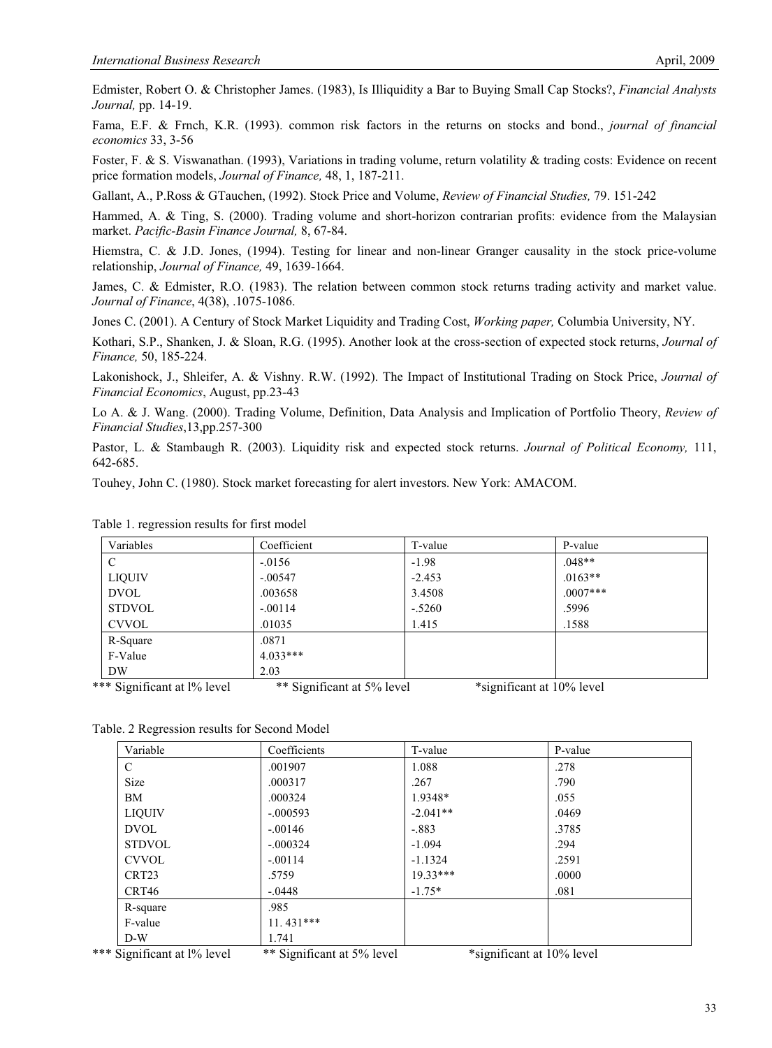Edmister, Robert O. & Christopher James. (1983), Is Illiquidity a Bar to Buying Small Cap Stocks?, *Financial Analysts Journal,* pp. 14-19.

Fama, E.F. & Frnch, K.R. (1993). common risk factors in the returns on stocks and bond., *journal of financial economics* 33, 3-56

Foster, F. & S. Viswanathan. (1993), Variations in trading volume, return volatility & trading costs: Evidence on recent price formation models, *Journal of Finance,* 48, 1, 187-211.

Gallant, A., P.Ross & GTauchen, (1992). Stock Price and Volume, *Review of Financial Studies,* 79. 151-242

Hammed, A. & Ting, S. (2000). Trading volume and short-horizon contrarian profits: evidence from the Malaysian market. *Pacific-Basin Finance Journal,* 8, 67-84.

Hiemstra, C. & J.D. Jones, (1994). Testing for linear and non-linear Granger causality in the stock price-volume relationship, *Journal of Finance,* 49, 1639-1664.

James, C. & Edmister, R.O. (1983). The relation between common stock returns trading activity and market value. *Journal of Finance*, 4(38), .1075-1086.

Jones C. (2001). A Century of Stock Market Liquidity and Trading Cost, *Working paper,* Columbia University, NY.

Kothari, S.P., Shanken, J. & Sloan, R.G. (1995). Another look at the cross-section of expected stock returns, *Journal of Finance,* 50, 185-224.

Lakonishock, J., Shleifer, A. & Vishny. R.W. (1992). The Impact of Institutional Trading on Stock Price, *Journal of Financial Economics*, August, pp.23-43

Lo A. & J. Wang. (2000). Trading Volume, Definition, Data Analysis and Implication of Portfolio Theory, *Review of Financial Studies*,13,pp.257-300

Pastor, L. & Stambaugh R. (2003). Liquidity risk and expected stock returns. *Journal of Political Economy,* 111, 642-685.

Touhey, John C. (1980). Stock market forecasting for alert investors. New York: AMACOM.

Table 1. regression results for first model

| Variables | Coefficient | T-value | P-value |
|---|---|---|---|
| C | -.0156 | -1.98 | .048** |
| LIQUIV | -.00547 | -2.453 | .0163** |
| DVOL | .003658 | 3.4508 | .0007*** |
| STDVOL | -.00114 | -.5260 | .5996 |
| CVVOL | .01035 | 1.415 | .1588 |
| R-Square | .0871 | | |
| F-Value | 4.033*** | | |
| DW | 2.03 | | |

*** Significant at l% level ** Significant at 5% level *significant at 10% level

Table. 2 Regression results for Second Model

| Variable | Coefficients | T-value | P-value |
|---|---|---|---|
| C | .001907 | 1.088 | .278 |
| Size | .000317 | .267 | .790 |
| BM | .000324 | 1.9348* | .055 |
| LIQUIV | -.000593 | -2.041** | .0469 |
| DVOL | -.00146 | -.883 | .3785 |
| STDVOL | -.000324 | -1.094 | .294 |
| CVVOL | -.00114 | -1.1324 | .2591 |
| CRT23 | .5759 | 19.33*** | .0000 |
| CRT46 | -.0448 | -1.75* | .081 |
| R-square | .985 | | |
| F-value | 11. 431*** | | |
| D-W | 1.741 | | |

*** Significant at l% level ** Significant at 5% level *significant at 10% level